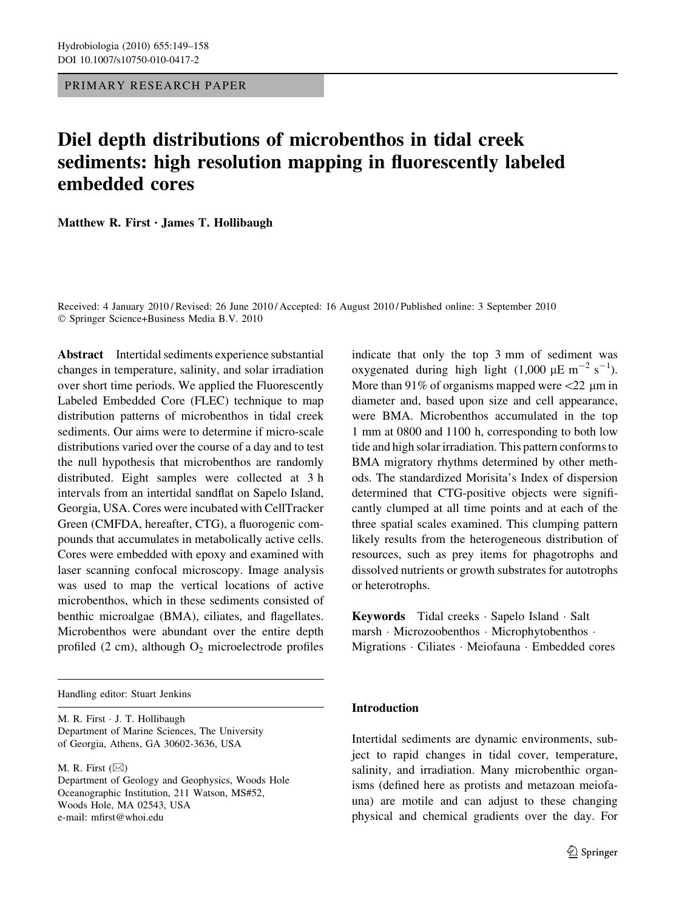PRIMARY RESEARCH PAPER

# Diel depth distributions of microbenthos in tidal creek sediments: high resolution mapping in fluorescently labeled embedded cores

**Matthew R. First · James T. Hollibaugh**

Received: 4 January 2010 / Revised: 26 June 2010 / Accepted: 16 August 2010 / Published online: 3 September 2010
© Springer Science+Business Media B.V. 2010

**Abstract** Intertidal sediments experience substantial changes in temperature, salinity, and solar irradiation over short time periods. We applied the Fluorescently Labeled Embedded Core (FLEC) technique to map distribution patterns of microbenthos in tidal creek sediments. Our aims were to determine if micro-scale distributions varied over the course of a day and to test the null hypothesis that microbenthos are randomly distributed. Eight samples were collected at 3 h intervals from an intertidal sandflat on Sapelo Island, Georgia, USA. Cores were incubated with CellTracker Green (CMFDA, hereafter, CTG), a fluorogenic compounds that accumulates in metabolically active cells. Cores were embedded with epoxy and examined with laser scanning confocal microscopy. Image analysis was used to map the vertical locations of active microbenthos, which in these sediments consisted of benthic microalgae (BMA), ciliates, and flagellates. Microbenthos were abundant over the entire depth profiled (2 cm), although $O_2$ microelectrode profiles indicate that only the top 3 mm of sediment was oxygenated during high light (1,000 μE $m^{-2}$ $s^{-1}$). More than 91% of organisms mapped were <22 μm in diameter and, based upon size and cell appearance, were BMA. Microbenthos accumulated in the top 1 mm at 0800 and 1100 h, corresponding to both low tide and high solar irradiation. This pattern conforms to BMA migratory rhythms determined by other methods. The standardized Morisita's Index of dispersion determined that CTG-positive objects were significantly clumped at all time points and at each of the three spatial scales examined. This clumping pattern likely results from the heterogeneous distribution of resources, such as prey items for phagotrophs and dissolved nutrients or growth substrates for autotrophs or heterotrophs.

**Keywords** Tidal creeks · Sapelo Island · Salt marsh · Microzoobenthos · Microphytobenthos · Migrations · Ciliates · Meiofauna · Embedded cores

Handling editor: Stuart Jenkins

M. R. First · J. T. Hollibaugh
Department of Marine Sciences, The University of Georgia, Athens, GA 30602-3636, USA

M. R. First (✉)
Department of Geology and Geophysics, Woods Hole Oceanographic Institution, 211 Watson, MS#52, Woods Hole, MA 02543, USA
e-mail: mfirst@whoi.edu

## Introduction

Intertidal sediments are dynamic environments, subject to rapid changes in tidal cover, temperature, salinity, and irradiation. Many microbenthic organisms (defined here as protists and metazoan meiofauna) are motile and can adjust to these changing physical and chemical gradients over the day. For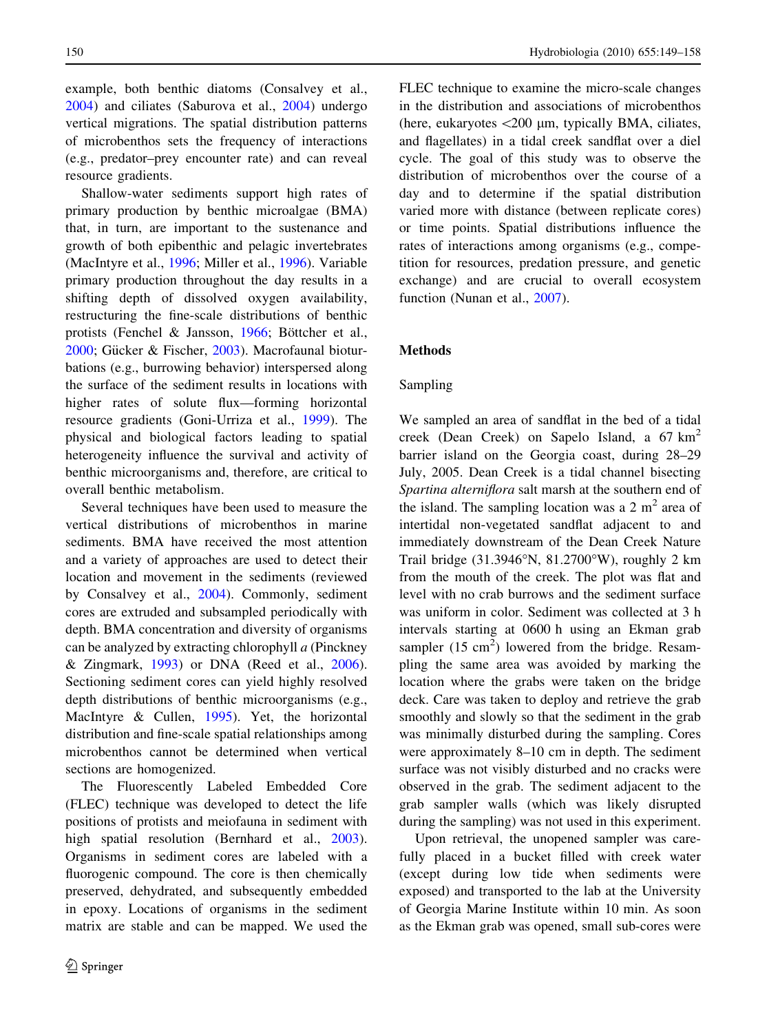example, both benthic diatoms (Consalvey et al., 2004) and ciliates (Saburova et al., 2004) undergo vertical migrations. The spatial distribution patterns of microbenthos sets the frequency of interactions (e.g., predator–prey encounter rate) and can reveal resource gradients.

Shallow-water sediments support high rates of primary production by benthic microalgae (BMA) that, in turn, are important to the sustenance and growth of both epibenthic and pelagic invertebrates (MacIntyre et al., 1996; Miller et al., 1996). Variable primary production throughout the day results in a shifting depth of dissolved oxygen availability, restructuring the fine-scale distributions of benthic protists (Fenchel & Jansson, 1966; Böttcher et al., 2000; Gücker & Fischer, 2003). Macrofaunal bioturbations (e.g., burrowing behavior) interspersed along the surface of the sediment results in locations with higher rates of solute flux—forming horizontal resource gradients (Goni-Urriza et al., 1999). The physical and biological factors leading to spatial heterogeneity influence the survival and activity of benthic microorganisms and, therefore, are critical to overall benthic metabolism.

Several techniques have been used to measure the vertical distributions of microbenthos in marine sediments. BMA have received the most attention and a variety of approaches are used to detect their location and movement in the sediments (reviewed by Consalvey et al., 2004). Commonly, sediment cores are extruded and subsampled periodically with depth. BMA concentration and diversity of organisms can be analyzed by extracting chlorophyll *a* (Pinckney & Zingmark, 1993) or DNA (Reed et al., 2006). Sectioning sediment cores can yield highly resolved depth distributions of benthic microorganisms (e.g., MacIntyre & Cullen, 1995). Yet, the horizontal distribution and fine-scale spatial relationships among microbenthos cannot be determined when vertical sections are homogenized.

The Fluorescently Labeled Embedded Core (FLEC) technique was developed to detect the life positions of protists and meiofauna in sediment with high spatial resolution (Bernhard et al., 2003). Organisms in sediment cores are labeled with a fluorogenic compound. The core is then chemically preserved, dehydrated, and subsequently embedded in epoxy. Locations of organisms in the sediment matrix are stable and can be mapped. We used the FLEC technique to examine the micro-scale changes in the distribution and associations of microbenthos (here, eukaryotes <200 μm, typically BMA, ciliates, and flagellates) in a tidal creek sandflat over a diel cycle. The goal of this study was to observe the distribution of microbenthos over the course of a day and to determine if the spatial distribution varied more with distance (between replicate cores) or time points. Spatial distributions influence the rates of interactions among organisms (e.g., competition for resources, predation pressure, and genetic exchange) and are crucial to overall ecosystem function (Nunan et al., 2007).

## Methods

### Sampling

We sampled an area of sandflat in the bed of a tidal creek (Dean Creek) on Sapelo Island, a 67 $km^2$ barrier island on the Georgia coast, during 28–29 July, 2005. Dean Creek is a tidal channel bisecting *Spartina alterniflora* salt marsh at the southern end of the island. The sampling location was a 2 $m^2$ area of intertidal non-vegetated sandflat adjacent to and immediately downstream of the Dean Creek Nature Trail bridge (31.3946°N, 81.2700°W), roughly 2 km from the mouth of the creek. The plot was flat and level with no crab burrows and the sediment surface was uniform in color. Sediment was collected at 3 h intervals starting at 0600 h using an Ekman grab sampler (15 $cm^2$) lowered from the bridge. Resampling the same area was avoided by marking the location where the grabs were taken on the bridge deck. Care was taken to deploy and retrieve the grab smoothly and slowly so that the sediment in the grab was minimally disturbed during the sampling. Cores were approximately 8–10 cm in depth. The sediment surface was not visibly disturbed and no cracks were observed in the grab. The sediment adjacent to the grab sampler walls (which was likely disrupted during the sampling) was not used in this experiment.

Upon retrieval, the unopened sampler was carefully placed in a bucket filled with creek water (except during low tide when sediments were exposed) and transported to the lab at the University of Georgia Marine Institute within 10 min. As soon as the Ekman grab was opened, small sub-cores were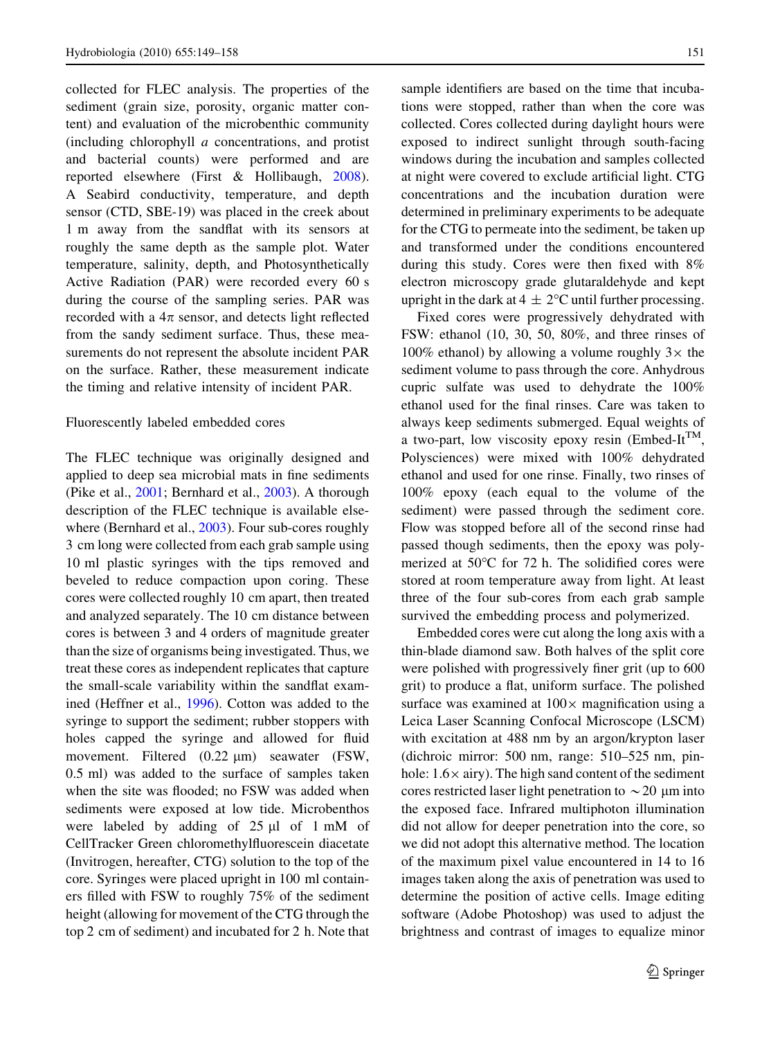collected for FLEC analysis. The properties of the sediment (grain size, porosity, organic matter content) and evaluation of the microbenthic community (including chlorophyll *a* concentrations, and protist and bacterial counts) were performed and are reported elsewhere (First & Hollibaugh, 2008). A Seabird conductivity, temperature, and depth sensor (CTD, SBE-19) was placed in the creek about 1 m away from the sandflat with its sensors at roughly the same depth as the sample plot. Water temperature, salinity, depth, and Photosynthetically Active Radiation (PAR) were recorded every 60 s during the course of the sampling series. PAR was recorded with a $4\pi$ sensor, and detects light reflected from the sandy sediment surface. Thus, these measurements do not represent the absolute incident PAR on the surface. Rather, these measurement indicate the timing and relative intensity of incident PAR.

## Fluorescently labeled embedded cores

The FLEC technique was originally designed and applied to deep sea microbial mats in fine sediments (Pike et al., 2001; Bernhard et al., 2003). A thorough description of the FLEC technique is available elsewhere (Bernhard et al., 2003). Four sub-cores roughly 3 cm long were collected from each grab sample using 10 ml plastic syringes with the tips removed and beveled to reduce compaction upon coring. These cores were collected roughly 10 cm apart, then treated and analyzed separately. The 10 cm distance between cores is between 3 and 4 orders of magnitude greater than the size of organisms being investigated. Thus, we treat these cores as independent replicates that capture the small-scale variability within the sandflat examined (Heffner et al., 1996). Cotton was added to the syringe to support the sediment; rubber stoppers with holes capped the syringe and allowed for fluid movement. Filtered (0.22 μm) seawater (FSW, 0.5 ml) was added to the surface of samples taken when the site was flooded; no FSW was added when sediments were exposed at low tide. Microbenthos were labeled by adding of 25 μl of 1 mM of CellTracker Green chloromethylfluorescein diacetate (Invitrogen, hereafter, CTG) solution to the top of the core. Syringes were placed upright in 100 ml containers filled with FSW to roughly 75% of the sediment height (allowing for movement of the CTG through the top 2 cm of sediment) and incubated for 2 h. Note that sample identifiers are based on the time that incubations were stopped, rather than when the core was collected. Cores collected during daylight hours were exposed to indirect sunlight through south-facing windows during the incubation and samples collected at night were covered to exclude artificial light. CTG concentrations and the incubation duration were determined in preliminary experiments to be adequate for the CTG to permeate into the sediment, be taken up and transformed under the conditions encountered during this study. Cores were then fixed with 8% electron microscopy grade glutaraldehyde and kept upright in the dark at $4 \pm 2$°C until further processing.

Fixed cores were progressively dehydrated with FSW: ethanol (10, 30, 50, 80%, and three rinses of 100% ethanol) by allowing a volume roughly $3\times$ the sediment volume to pass through the core. Anhydrous cupric sulfate was used to dehydrate the 100% ethanol used for the final rinses. Care was taken to always keep sediments submerged. Equal weights of a two-part, low viscosity epoxy resin (Embed-It™, Polysciences) were mixed with 100% dehydrated ethanol and used for one rinse. Finally, two rinses of 100% epoxy (each equal to the volume of the sediment) were passed through the sediment core. Flow was stopped before all of the second rinse had passed though sediments, then the epoxy was polymerized at 50°C for 72 h. The solidified cores were stored at room temperature away from light. At least three of the four sub-cores from each grab sample survived the embedding process and polymerized.

Embedded cores were cut along the long axis with a thin-blade diamond saw. Both halves of the split core were polished with progressively finer grit (up to 600 grit) to produce a flat, uniform surface. The polished surface was examined at $100\times$ magnification using a Leica Laser Scanning Confocal Microscope (LSCM) with excitation at 488 nm by an argon/krypton laser (dichroic mirror: 500 nm, range: 510–525 nm, pinhole: $1.6\times$ airy). The high sand content of the sediment cores restricted laser light penetration to $\sim$20 μm into the exposed face. Infrared multiphoton illumination did not allow for deeper penetration into the core, so we did not adopt this alternative method. The location of the maximum pixel value encountered in 14 to 16 images taken along the axis of penetration was used to determine the position of active cells. Image editing software (Adobe Photoshop) was used to adjust the brightness and contrast of images to equalize minor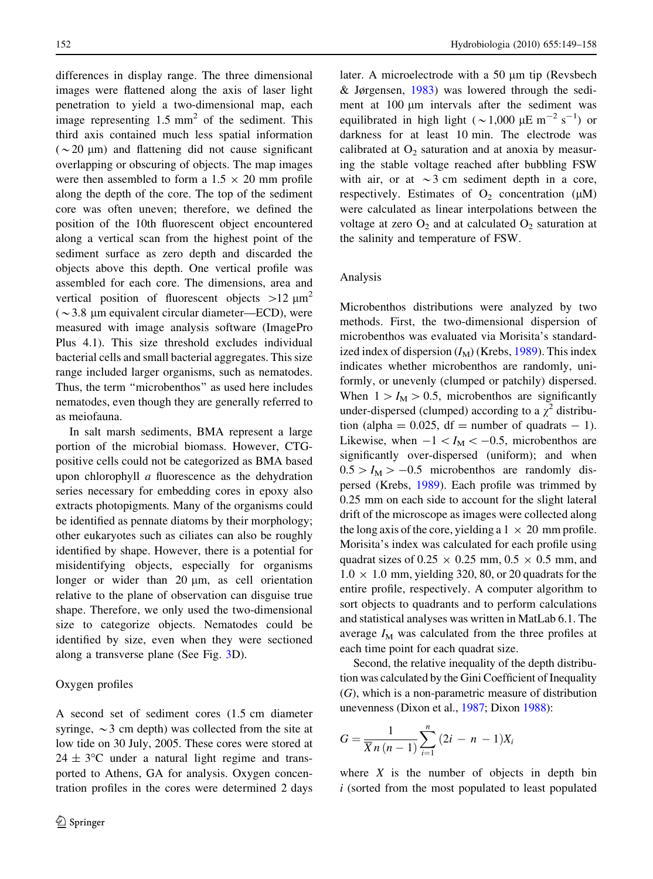differences in display range. The three dimensional images were flattened along the axis of laser light penetration to yield a two-dimensional map, each image representing 1.5 mm$^2$ of the sediment. This third axis contained much less spatial information (~20 µm) and flattening did not cause significant overlapping or obscuring of objects. The map images were then assembled to form a 1.5 × 20 mm profile along the depth of the core. The top of the sediment core was often uneven; therefore, we defined the position of the 10th fluorescent object encountered along a vertical scan from the highest point of the sediment surface as zero depth and discarded the objects above this depth. One vertical profile was assembled for each core. The dimensions, area and vertical position of fluorescent objects >12 µm$^2$ (~3.8 µm equivalent circular diameter—ECD), were measured with image analysis software (ImagePro Plus 4.1). This size threshold excludes individual bacterial cells and small bacterial aggregates. This size range included larger organisms, such as nematodes. Thus, the term "microbenthos" as used here includes nematodes, even though they are generally referred to as meiofauna.

In salt marsh sediments, BMA represent a large portion of the microbial biomass. However, CTG-positive cells could not be categorized as BMA based upon chlorophyll *a* fluorescence as the dehydration series necessary for embedding cores in epoxy also extracts photopigments. Many of the organisms could be identified as pennate diatoms by their morphology; other eukaryotes such as ciliates can also be roughly identified by shape. However, there is a potential for misidentifying objects, especially for organisms longer or wider than 20 µm, as cell orientation relative to the plane of observation can disguise true shape. Therefore, we only used the two-dimensional size to categorize objects. Nematodes could be identified by size, even when they were sectioned along a transverse plane (See Fig. 3D).

## Oxygen profiles

A second set of sediment cores (1.5 cm diameter syringe, ~3 cm depth) was collected from the site at low tide on 30 July, 2005. These cores were stored at 24 ± 3°C under a natural light regime and transported to Athens, GA for analysis. Oxygen concentration profiles in the cores were determined 2 days later. A microelectrode with a 50 µm tip (Revsbech & Jørgensen, 1983) was lowered through the sediment at 100 µm intervals after the sediment was equilibrated in high light (~1,000 µE m$^{-2}$ s$^{-1}$) or darkness for at least 10 min. The electrode was calibrated at $O_2$ saturation and at anoxia by measuring the stable voltage reached after bubbling FSW with air, or at ~3 cm sediment depth in a core, respectively. Estimates of $O_2$ concentration (µM) were calculated as linear interpolations between the voltage at zero $O_2$ and at calculated $O_2$ saturation at the salinity and temperature of FSW.

## Analysis

Microbenthos distributions were analyzed by two methods. First, the two-dimensional dispersion of microbenthos was evaluated via Morisita's standardized index of dispersion ($I_M$) (Krebs, 1989). This index indicates whether microbenthos are randomly, uniformly, or unevenly (clumped or patchily) dispersed. When $1 > I_M > 0.5$, microbenthos are significantly under-dispersed (clumped) according to a $\chi^2$ distribution (alpha = 0.025, df = number of quadrats − 1). Likewise, when $-1 < I_M < -0.5$, microbenthos are significantly over-dispersed (uniform); and when $0.5 > I_M > -0.5$ microbenthos are randomly dispersed (Krebs, 1989). Each profile was trimmed by 0.25 mm on each side to account for the slight lateral drift of the microscope as images were collected along the long axis of the core, yielding a 1 × 20 mm profile. Morisita's index was calculated for each profile using quadrat sizes of 0.25 × 0.25 mm, 0.5 × 0.5 mm, and 1.0 × 1.0 mm, yielding 320, 80, or 20 quadrats for the entire profile, respectively. A computer algorithm to sort objects to quadrants and to perform calculations and statistical analyses was written in MatLab 6.1. The average $I_M$ was calculated from the three profiles at each time point for each quadrat size.

Second, the relative inequality of the depth distribution was calculated by the Gini Coefficient of Inequality ($G$), which is a non-parametric measure of distribution unevenness (Dixon et al., 1987; Dixon 1988):

$$G = \frac{1}{\overline{X}\,n\,(n-1)} \sum_{i=1}^{n} (2i - n - 1)X_i$$

where $X$ is the number of objects in depth bin $i$ (sorted from the most populated to least populated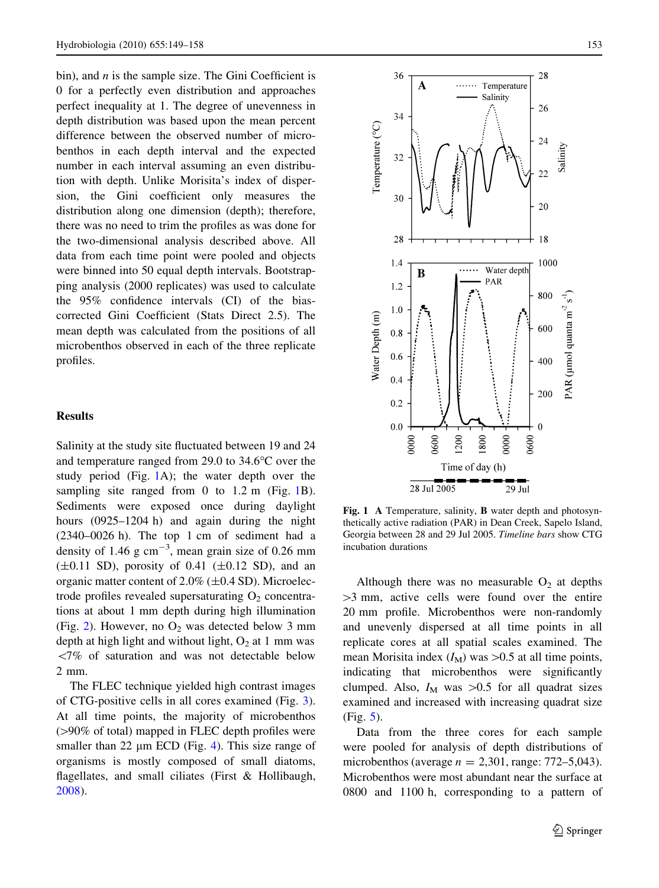bin), and $n$ is the sample size. The Gini Coefficient is 0 for a perfectly even distribution and approaches perfect inequality at 1. The degree of unevenness in depth distribution was based upon the mean percent difference between the observed number of microbenthos in each depth interval and the expected number in each interval assuming an even distribution with depth. Unlike Morisita's index of dispersion, the Gini coefficient only measures the distribution along one dimension (depth); therefore, there was no need to trim the profiles as was done for the two-dimensional analysis described above. All data from each time point were pooled and objects were binned into 50 equal depth intervals. Bootstrapping analysis (2000 replicates) was used to calculate the 95% confidence intervals (CI) of the bias-corrected Gini Coefficient (Stats Direct 2.5). The mean depth was calculated from the positions of all microbenthos observed in each of the three replicate profiles.

## Results

Salinity at the study site fluctuated between 19 and 24 and temperature ranged from 29.0 to 34.6°C over the study period (Fig. 1A); the water depth over the sampling site ranged from 0 to 1.2 m (Fig. 1B). Sediments were exposed once during daylight hours (0925–1204 h) and again during the night (2340–0026 h). The top 1 cm of sediment had a density of 1.46 g cm$^{-3}$, mean grain size of 0.26 mm (±0.11 SD), porosity of 0.41 (±0.12 SD), and an organic matter content of 2.0% (±0.4 SD). Microelectrode profiles revealed supersaturating $O_2$ concentrations at about 1 mm depth during high illumination (Fig. 2). However, no $O_2$ was detected below 3 mm depth at high light and without light, $O_2$ at 1 mm was <7% of saturation and was not detectable below 2 mm.

The FLEC technique yielded high contrast images of CTG-positive cells in all cores examined (Fig. 3). At all time points, the majority of microbenthos (>90% of total) mapped in FLEC depth profiles were smaller than 22 μm ECD (Fig. 4). This size range of organisms is mostly composed of small diatoms, flagellates, and small ciliates (First & Hollibaugh, 2008).

**Fig. 1** **A** Temperature, salinity, **B** water depth and photosynthetically active radiation (PAR) in Dean Creek, Sapelo Island, Georgia between 28 and 29 Jul 2005. *Timeline bars* show CTG incubation durations

Although there was no measurable $O_2$ at depths >3 mm, active cells were found over the entire 20 mm profile. Microbenthos were non-randomly and unevenly dispersed at all time points in all replicate cores at all spatial scales examined. The mean Morisita index ($I_M$) was >0.5 at all time points, indicating that microbenthos were significantly clumped. Also, $I_M$ was >0.5 for all quadrat sizes examined and increased with increasing quadrat size (Fig. 5).

Data from the three cores for each sample were pooled for analysis of depth distributions of microbenthos (average $n = 2{,}301$, range: 772–5,043). Microbenthos were most abundant near the surface at 0800 and 1100 h, corresponding to a pattern of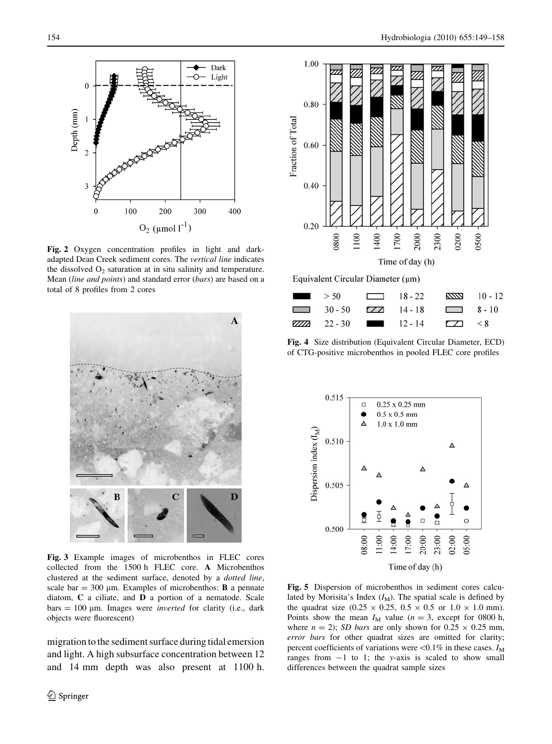Fig. 2 Oxygen concentration profiles in light and dark-adapted Dean Creek sediment cores. The *vertical line* indicates the dissolved $O_2$ saturation at in situ salinity and temperature. Mean (*line and points*) and standard error (*bars*) are based on a total of 8 profiles from 2 cores

Fig. 3 Example images of microbenthos in FLEC cores collected from the 1500 h FLEC core. **A** Microbenthos clustered at the sediment surface, denoted by a *dotted line*, scale bar = 300 μm. Examples of microbenthos: **B** a pennate diatom, **C** a ciliate, and **D** a portion of a nematode. Scale bars = 100 μm. Images were *inverted* for clarity (i.e., dark objects were fluorescent)

migration to the sediment surface during tidal emersion and light. A high subsurface concentration between 12 and 14 mm depth was also present at 1100 h.

Fig. 4 Size distribution (Equivalent Circular Diameter, ECD) of CTG-positive microbenthos in pooled FLEC core profiles

Fig. 5 Dispersion of microbenthos in sediment cores calculated by Morisita's Index ($I_M$). The spatial scale is defined by the quadrat size (0.25 × 0.25, 0.5 × 0.5 or 1.0 × 1.0 mm). Points show the mean $I_M$ value ($n = 3$, except for 0800 h, where $n = 2$); *SD bars* are only shown for 0.25 × 0.25 mm, *error bars* for other quadrat sizes are omitted for clarity; percent coefficients of variations were <0.1% in these cases. $I_M$ ranges from −1 to 1; the *y*-axis is scaled to show small differences between the quadrat sample sizes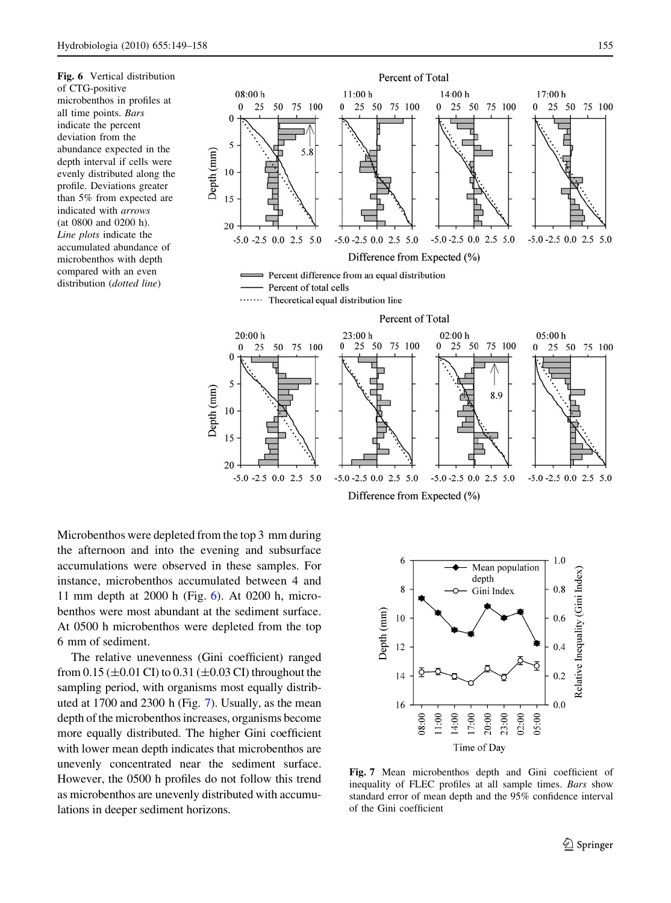Fig. 6 Vertical distribution of CTG-positive microbenthos in profiles at all time points. *Bars* indicate the percent deviation from the abundance expected in the depth interval if cells were evenly distributed along the profile. Deviations greater than 5% from expected are indicated with *arrows* (at 0800 and 0200 h). *Line plots* indicate the accumulated abundance of microbenthos with depth compared with an even distribution (*dotted line*)

Microbenthos were depleted from the top 3 mm during the afternoon and into the evening and subsurface accumulations were observed in these samples. For instance, microbenthos accumulated between 4 and 11 mm depth at 2000 h (Fig. 6). At 0200 h, microbenthos were most abundant at the sediment surface. At 0500 h microbenthos were depleted from the top 6 mm of sediment.

The relative unevenness (Gini coefficient) ranged from 0.15 (±0.01 CI) to 0.31 (±0.03 CI) throughout the sampling period, with organisms most equally distributed at 1700 and 2300 h (Fig. 7). Usually, as the mean depth of the microbenthos increases, organisms become more equally distributed. The higher Gini coefficient with lower mean depth indicates that microbenthos are unevenly concentrated near the sediment surface. However, the 0500 h profiles do not follow this trend as microbenthos are unevenly distributed with accumulations in deeper sediment horizons.

Fig. 7 Mean microbenthos depth and Gini coefficient of inequality of FLEC profiles at all sample times. *Bars* show standard error of mean depth and the 95% confidence interval of the Gini coefficient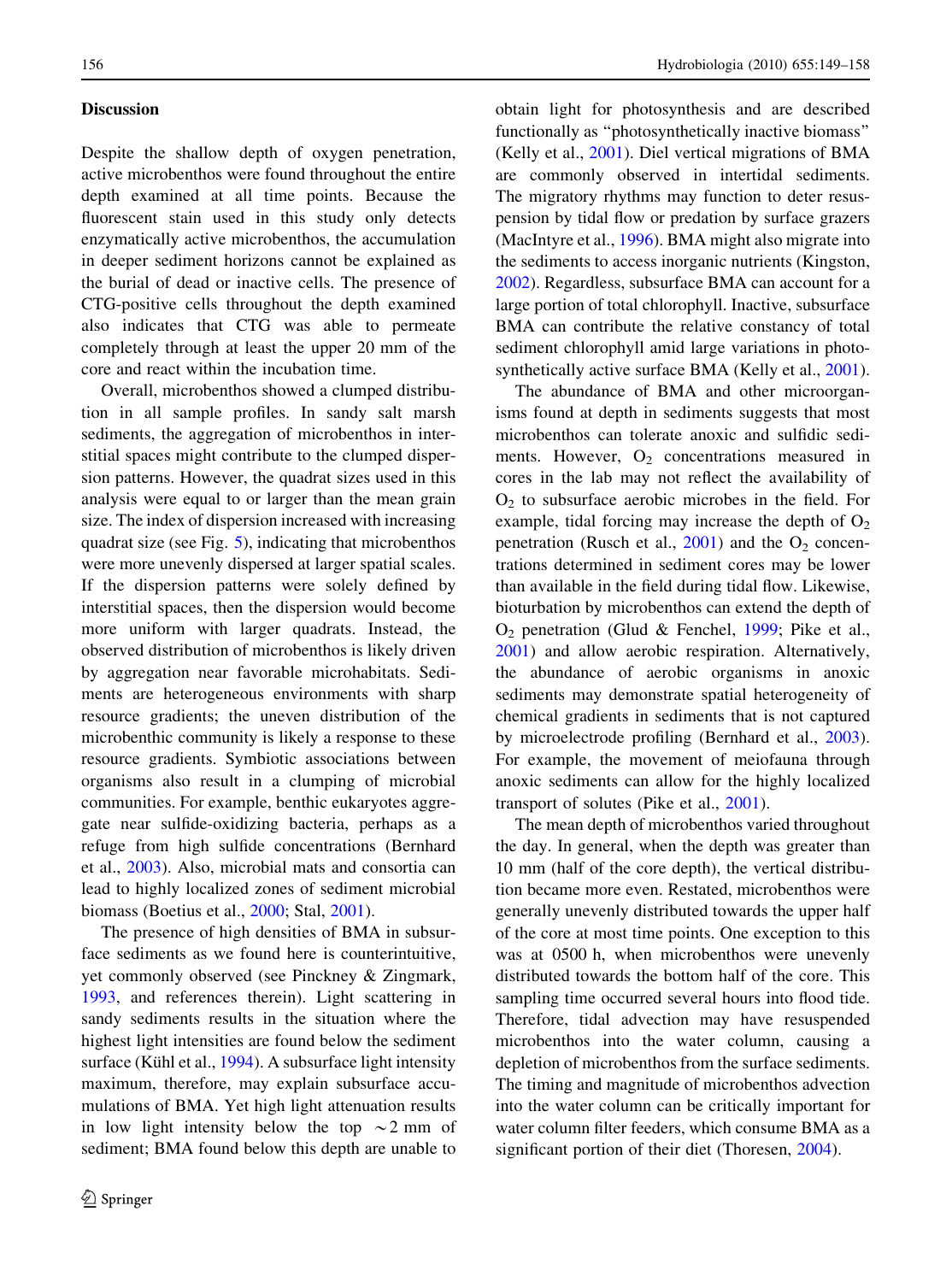## Discussion

Despite the shallow depth of oxygen penetration, active microbenthos were found throughout the entire depth examined at all time points. Because the fluorescent stain used in this study only detects enzymatically active microbenthos, the accumulation in deeper sediment horizons cannot be explained as the burial of dead or inactive cells. The presence of CTG-positive cells throughout the depth examined also indicates that CTG was able to permeate completely through at least the upper 20 mm of the core and react within the incubation time.

Overall, microbenthos showed a clumped distribution in all sample profiles. In sandy salt marsh sediments, the aggregation of microbenthos in interstitial spaces might contribute to the clumped dispersion patterns. However, the quadrat sizes used in this analysis were equal to or larger than the mean grain size. The index of dispersion increased with increasing quadrat size (see Fig. 5), indicating that microbenthos were more unevenly dispersed at larger spatial scales. If the dispersion patterns were solely defined by interstitial spaces, then the dispersion would become more uniform with larger quadrats. Instead, the observed distribution of microbenthos is likely driven by aggregation near favorable microhabitats. Sediments are heterogeneous environments with sharp resource gradients; the uneven distribution of the microbenthic community is likely a response to these resource gradients. Symbiotic associations between organisms also result in a clumping of microbial communities. For example, benthic eukaryotes aggregate near sulfide-oxidizing bacteria, perhaps as a refuge from high sulfide concentrations (Bernhard et al., 2003). Also, microbial mats and consortia can lead to highly localized zones of sediment microbial biomass (Boetius et al., 2000; Stal, 2001).

The presence of high densities of BMA in subsurface sediments as we found here is counterintuitive, yet commonly observed (see Pinckney & Zingmark, 1993, and references therein). Light scattering in sandy sediments results in the situation where the highest light intensities are found below the sediment surface (Kühl et al., 1994). A subsurface light intensity maximum, therefore, may explain subsurface accumulations of BMA. Yet high light attenuation results in low light intensity below the top ~2 mm of sediment; BMA found below this depth are unable to obtain light for photosynthesis and are described functionally as "photosynthetically inactive biomass" (Kelly et al., 2001). Diel vertical migrations of BMA are commonly observed in intertidal sediments. The migratory rhythms may function to deter resuspension by tidal flow or predation by surface grazers (MacIntyre et al., 1996). BMA might also migrate into the sediments to access inorganic nutrients (Kingston, 2002). Regardless, subsurface BMA can account for a large portion of total chlorophyll. Inactive, subsurface BMA can contribute the relative constancy of total sediment chlorophyll amid large variations in photosynthetically active surface BMA (Kelly et al., 2001).

The abundance of BMA and other microorganisms found at depth in sediments suggests that most microbenthos can tolerate anoxic and sulfidic sediments. However, $O_2$ concentrations measured in cores in the lab may not reflect the availability of $O_2$ to subsurface aerobic microbes in the field. For example, tidal forcing may increase the depth of $O_2$ penetration (Rusch et al., 2001) and the $O_2$ concentrations determined in sediment cores may be lower than available in the field during tidal flow. Likewise, bioturbation by microbenthos can extend the depth of $O_2$ penetration (Glud & Fenchel, 1999; Pike et al., 2001) and allow aerobic respiration. Alternatively, the abundance of aerobic organisms in anoxic sediments may demonstrate spatial heterogeneity of chemical gradients in sediments that is not captured by microelectrode profiling (Bernhard et al., 2003). For example, the movement of meiofauna through anoxic sediments can allow for the highly localized transport of solutes (Pike et al., 2001).

The mean depth of microbenthos varied throughout the day. In general, when the depth was greater than 10 mm (half of the core depth), the vertical distribution became more even. Restated, microbenthos were generally unevenly distributed towards the upper half of the core at most time points. One exception to this was at 0500 h, when microbenthos were unevenly distributed towards the bottom half of the core. This sampling time occurred several hours into flood tide. Therefore, tidal advection may have resuspended microbenthos into the water column, causing a depletion of microbenthos from the surface sediments. The timing and magnitude of microbenthos advection into the water column can be critically important for water column filter feeders, which consume BMA as a significant portion of their diet (Thoresen, 2004).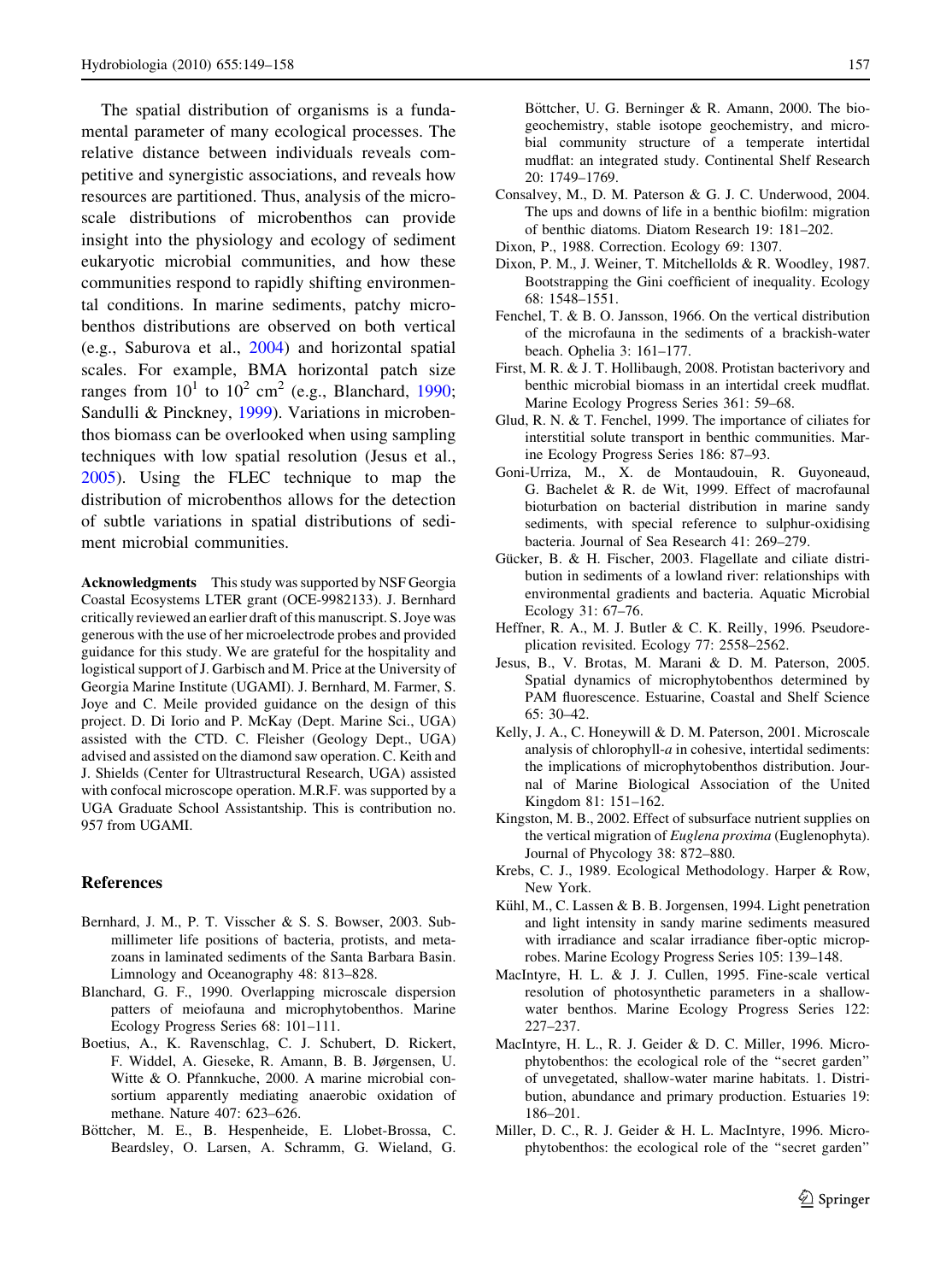The spatial distribution of organisms is a fundamental parameter of many ecological processes. The relative distance between individuals reveals competitive and synergistic associations, and reveals how resources are partitioned. Thus, analysis of the microscale distributions of microbenthos can provide insight into the physiology and ecology of sediment eukaryotic microbial communities, and how these communities respond to rapidly shifting environmental conditions. In marine sediments, patchy microbenthos distributions are observed on both vertical (e.g., Saburova et al., 2004) and horizontal spatial scales. For example, BMA horizontal patch size ranges from $10^1$ to $10^2$ $cm^2$ (e.g., Blanchard, 1990; Sandulli & Pinckney, 1999). Variations in microbenthos biomass can be overlooked when using sampling techniques with low spatial resolution (Jesus et al., 2005). Using the FLEC technique to map the distribution of microbenthos allows for the detection of subtle variations in spatial distributions of sediment microbial communities.

**Acknowledgments** This study was supported by NSF Georgia Coastal Ecosystems LTER grant (OCE-9982133). J. Bernhard critically reviewed an earlier draft of this manuscript. S. Joye was generous with the use of her microelectrode probes and provided guidance for this study. We are grateful for the hospitality and logistical support of J. Garbisch and M. Price at the University of Georgia Marine Institute (UGAMI). J. Bernhard, M. Farmer, S. Joye and C. Meile provided guidance on the design of this project. D. Di Iorio and P. McKay (Dept. Marine Sci., UGA) assisted with the CTD. C. Fleisher (Geology Dept., UGA) advised and assisted on the diamond saw operation. C. Keith and J. Shields (Center for Ultrastructural Research, UGA) assisted with confocal microscope operation. M.R.F. was supported by a UGA Graduate School Assistantship. This is contribution no. 957 from UGAMI.

## References

Bernhard, J. M., P. T. Visscher & S. S. Bowser, 2003. Submillimeter life positions of bacteria, protists, and metazoans in laminated sediments of the Santa Barbara Basin. Limnology and Oceanography 48: 813–828.

Blanchard, G. F., 1990. Overlapping microscale dispersion patters of meiofauna and microphytobenthos. Marine Ecology Progress Series 68: 101–111.

Boetius, A., K. Ravenschlag, C. J. Schubert, D. Rickert, F. Widdel, A. Gieseke, R. Amann, B. B. Jørgensen, U. Witte & O. Pfannkuche, 2000. A marine microbial consortium apparently mediating anaerobic oxidation of methane. Nature 407: 623–626.

Böttcher, M. E., B. Hespenheide, E. Llobet-Brossa, C. Beardsley, O. Larsen, A. Schramm, G. Wieland, G. Böttcher, U. G. Berninger & R. Amann, 2000. The biogeochemistry, stable isotope geochemistry, and microbial community structure of a temperate intertidal mudflat: an integrated study. Continental Shelf Research 20: 1749–1769.

Consalvey, M., D. M. Paterson & G. J. C. Underwood, 2004. The ups and downs of life in a benthic biofilm: migration of benthic diatoms. Diatom Research 19: 181–202.

Dixon, P., 1988. Correction. Ecology 69: 1307.

Dixon, P. M., J. Weiner, T. Mitchellolds & R. Woodley, 1987. Bootstrapping the Gini coefficient of inequality. Ecology 68: 1548–1551.

Fenchel, T. & B. O. Jansson, 1966. On the vertical distribution of the microfauna in the sediments of a brackish-water beach. Ophelia 3: 161–177.

First, M. R. & J. T. Hollibaugh, 2008. Protistan bacterivory and benthic microbial biomass in an intertidal creek mudflat. Marine Ecology Progress Series 361: 59–68.

Glud, R. N. & T. Fenchel, 1999. The importance of ciliates for interstitial solute transport in benthic communities. Marine Ecology Progress Series 186: 87–93.

Goni-Urriza, M., X. de Montaudouin, R. Guyoneaud, G. Bachelet & R. de Wit, 1999. Effect of macrofaunal bioturbation on bacterial distribution in marine sandy sediments, with special reference to sulphur-oxidising bacteria. Journal of Sea Research 41: 269–279.

Gücker, B. & H. Fischer, 2003. Flagellate and ciliate distribution in sediments of a lowland river: relationships with environmental gradients and bacteria. Aquatic Microbial Ecology 31: 67–76.

Heffner, R. A., M. J. Butler & C. K. Reilly, 1996. Pseudoreplication revisited. Ecology 77: 2558–2562.

Jesus, B., V. Brotas, M. Marani & D. M. Paterson, 2005. Spatial dynamics of microphytobenthos determined by PAM fluorescence. Estuarine, Coastal and Shelf Science 65: 30–42.

Kelly, J. A., C. Honeywill & D. M. Paterson, 2001. Microscale analysis of chlorophyll-*a* in cohesive, intertidal sediments: the implications of microphytobenthos distribution. Journal of Marine Biological Association of the United Kingdom 81: 151–162.

Kingston, M. B., 2002. Effect of subsurface nutrient supplies on the vertical migration of *Euglena proxima* (Euglenophyta). Journal of Phycology 38: 872–880.

Krebs, C. J., 1989. Ecological Methodology. Harper & Row, New York.

Kühl, M., C. Lassen & B. B. Jorgensen, 1994. Light penetration and light intensity in sandy marine sediments measured with irradiance and scalar irradiance fiber-optic microprobes. Marine Ecology Progress Series 105: 139–148.

MacIntyre, H. L. & J. J. Cullen, 1995. Fine-scale vertical resolution of photosynthetic parameters in a shallow-water benthos. Marine Ecology Progress Series 122: 227–237.

MacIntyre, H. L., R. J. Geider & D. C. Miller, 1996. Microphytobenthos: the ecological role of the "secret garden" of unvegetated, shallow-water marine habitats. 1. Distribution, abundance and primary production. Estuaries 19: 186–201.

Miller, D. C., R. J. Geider & H. L. MacIntyre, 1996. Microphytobenthos: the ecological role of the "secret garden"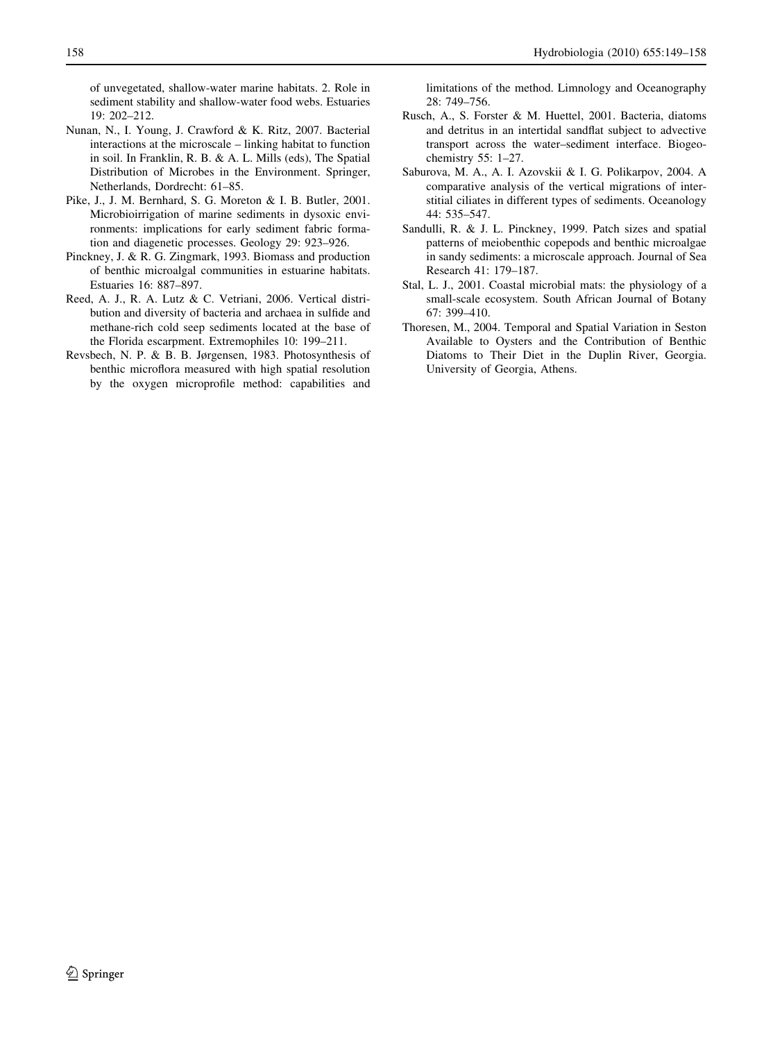of unvegetated, shallow-water marine habitats. 2. Role in sediment stability and shallow-water food webs. Estuaries 19: 202–212.

Nunan, N., I. Young, J. Crawford & K. Ritz, 2007. Bacterial interactions at the microscale – linking habitat to function in soil. In Franklin, R. B. & A. L. Mills (eds), The Spatial Distribution of Microbes in the Environment. Springer, Netherlands, Dordrecht: 61–85.

Pike, J., J. M. Bernhard, S. G. Moreton & I. B. Butler, 2001. Microbioirrigation of marine sediments in dysoxic environments: implications for early sediment fabric formation and diagenetic processes. Geology 29: 923–926.

Pinckney, J. & R. G. Zingmark, 1993. Biomass and production of benthic microalgal communities in estuarine habitats. Estuaries 16: 887–897.

Reed, A. J., R. A. Lutz & C. Vetriani, 2006. Vertical distribution and diversity of bacteria and archaea in sulfide and methane-rich cold seep sediments located at the base of the Florida escarpment. Extremophiles 10: 199–211.

Revsbech, N. P. & B. B. Jørgensen, 1983. Photosynthesis of benthic microflora measured with high spatial resolution by the oxygen microprofile method: capabilities and limitations of the method. Limnology and Oceanography 28: 749–756.

Rusch, A., S. Forster & M. Huettel, 2001. Bacteria, diatoms and detritus in an intertidal sandflat subject to advective transport across the water–sediment interface. Biogeochemistry 55: 1–27.

Saburova, M. A., A. I. Azovskii & I. G. Polikarpov, 2004. A comparative analysis of the vertical migrations of interstitial ciliates in different types of sediments. Oceanology 44: 535–547.

Sandulli, R. & J. L. Pinckney, 1999. Patch sizes and spatial patterns of meiobenthic copepods and benthic microalgae in sandy sediments: a microscale approach. Journal of Sea Research 41: 179–187.

Stal, L. J., 2001. Coastal microbial mats: the physiology of a small-scale ecosystem. South African Journal of Botany 67: 399–410.

Thoresen, M., 2004. Temporal and Spatial Variation in Seston Available to Oysters and the Contribution of Benthic Diatoms to Their Diet in the Duplin River, Georgia. University of Georgia, Athens.